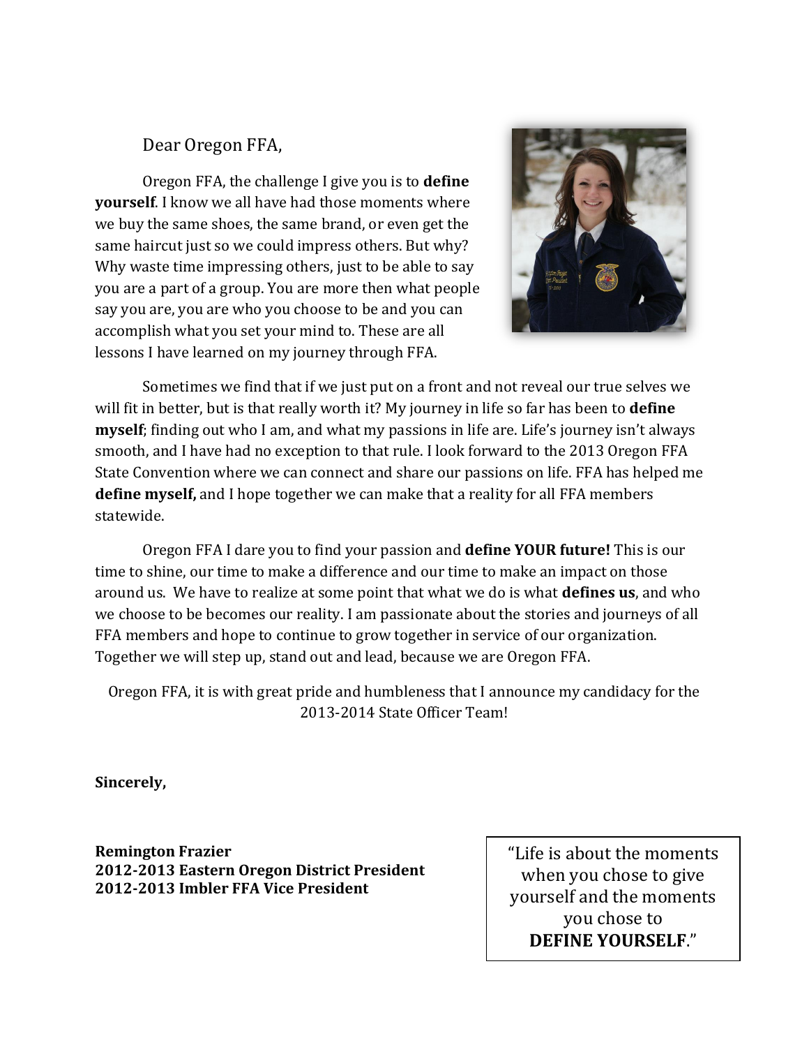Dear Oregon FFA,

Oregon FFA, the challenge I give you is to **define yourself**. I know we all have had those moments where we buy the same shoes, the same brand, or even get the same haircut just so we could impress others. But why? Why waste time impressing others, just to be able to say you are a part of a group. You are more then what people say you are, you are who you choose to be and you can accomplish what you set your mind to. These are all lessons I have learned on my journey through FFA.

Sometimes we find that if we just put on a front and not reveal our true selves we will fit in better, but is that really worth it? My journey in life so far has been to **define myself**; finding out who I am, and what my passions in life are. Life's journey isn't always smooth, and I have had no exception to that rule. I look forward to the 2013 Oregon FFA State Convention where we can connect and share our passions on life. FFA has helped me **define myself,** and I hope together we can make that a reality for all FFA members statewide.

Oregon FFA I dare you to find your passion and **define YOUR future!** This is our time to shine, our time to make a difference and our time to make an impact on those around us. We have to realize at some point that what we do is what **defines us**, and who we choose to be becomes our reality. I am passionate about the stories and journeys of all FFA members and hope to continue to grow together in service of our organization. Together we will step up, stand out and lead, because we are Oregon FFA.

Oregon FFA, it is with great pride and humbleness that I announce my candidacy for the 2013-2014 State Officer Team!

**Sincerely,**

**Remington Frazier**
**2012-2013 Eastern Oregon District President**
**2012-2013 Imbler FFA Vice President**

"Life is about the moments when you chose to give yourself and the moments you chose to **DEFINE YOURSELF**."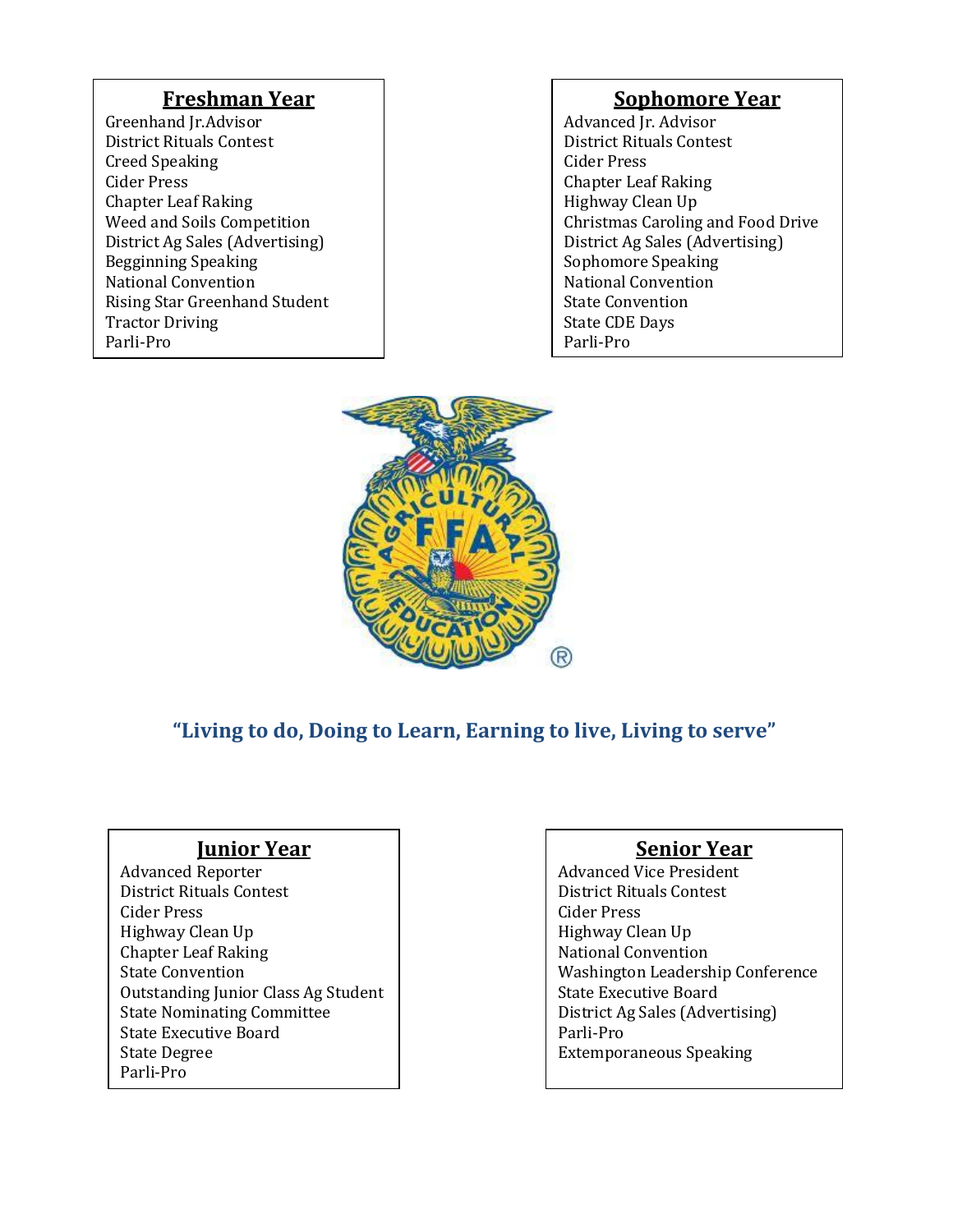## Freshman Year

Greenhand Jr.Advisor
District Rituals Contest
Creed Speaking
Cider Press
Chapter Leaf Raking
Weed and Soils Competition
District Ag Sales (Advertising)
Beggining Speaking
National Convention
Rising Star Greenhand Student
Tractor Driving
Parli-Pro

## Sophomore Year

Advanced Jr. Advisor
District Rituals Contest
Cider Press
Chapter Leaf Raking
Highway Clean Up
Christmas Caroling and Food Drive
District Ag Sales (Advertising)
Sophomore Speaking
National Convention
State Convention
State CDE Days
Parli-Pro

**"Living to do, Doing to Learn, Earning to live, Living to serve"**

## Junior Year

Advanced Reporter
District Rituals Contest
Cider Press
Highway Clean Up
Chapter Leaf Raking
State Convention
Outstanding Junior Class Ag Student
State Nominating Committee
State Executive Board
State Degree
Parli-Pro

## Senior Year

Advanced Vice President
District Rituals Contest
Cider Press
Highway Clean Up
National Convention
Washington Leadership Conference
State Executive Board
District Ag Sales (Advertising)
Parli-Pro
Extemporaneous Speaking